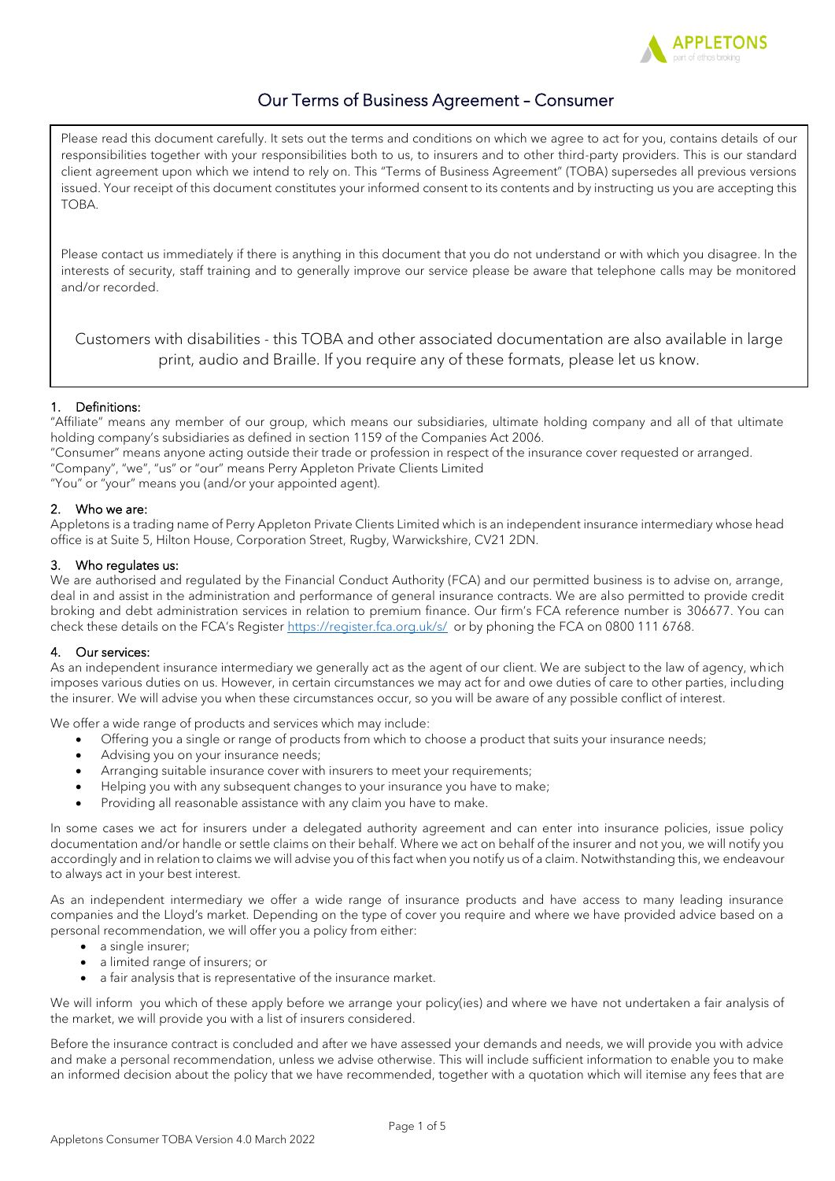# Our Terms of Business Agreement – Consumer

Please read this document carefully. It sets out the terms and conditions on which we agree to act for you, contains details of our responsibilities together with your responsibilities both to us, to insurers and to other third-party providers. This is our standard client agreement upon which we intend to rely on. This "Terms of Business Agreement" (TOBA) supersedes all previous versions issued. Your receipt of this document constitutes your informed consent to its contents and by instructing us you are accepting this TOBA.

Please contact us immediately if there is anything in this document that you do not understand or with which you disagree. In the interests of security, staff training and to generally improve our service please be aware that telephone calls may be monitored and/or recorded.

Customers with disabilities - this TOBA and other associated documentation are also available in large print, audio and Braille. If you require any of these formats, please let us know.

## 1. Definitions:

"Affiliate" means any member of our group, which means our subsidiaries, ultimate holding company and all of that ultimate holding company's subsidiaries as defined in section 1159 of the Companies Act 2006.

"Consumer" means anyone acting outside their trade or profession in respect of the insurance cover requested or arranged.

"Company", "we", "us" or "our" means Perry Appleton Private Clients Limited

"You" or "your" means you (and/or your appointed agent).

## 2. Who we are:

Appletons is a trading name of Perry Appleton Private Clients Limited which is an independent insurance intermediary whose head office is at Suite 5, Hilton House, Corporation Street, Rugby, Warwickshire, CV21 2DN.

## 3. Who regulates us:

We are authorised and regulated by the Financial Conduct Authority (FCA) and our permitted business is to advise on, arrange, deal in and assist in the administration and performance of general insurance contracts. We are also permitted to provide credit broking and debt administration services in relation to premium finance. Our firm's FCA reference number is 306677. You can check these details on the FCA's Register https://register.fca.org.uk/s/ or by phoning the FCA on 0800 111 6768.

## 4. Our services:

As an independent insurance intermediary we generally act as the agent of our client. We are subject to the law of agency, which imposes various duties on us. However, in certain circumstances we may act for and owe duties of care to other parties, including the insurer. We will advise you when these circumstances occur, so you will be aware of any possible conflict of interest.

We offer a wide range of products and services which may include:

- Offering you a single or range of products from which to choose a product that suits your insurance needs;
- Advising you on your insurance needs;
- Arranging suitable insurance cover with insurers to meet your requirements;
- Helping you with any subsequent changes to your insurance you have to make;
- Providing all reasonable assistance with any claim you have to make.

In some cases we act for insurers under a delegated authority agreement and can enter into insurance policies, issue policy documentation and/or handle or settle claims on their behalf. Where we act on behalf of the insurer and not you, we will notify you accordingly and in relation to claims we will advise you of this fact when you notify us of a claim. Notwithstanding this, we endeavour to always act in your best interest.

As an independent intermediary we offer a wide range of insurance products and have access to many leading insurance companies and the Lloyd's market. Depending on the type of cover you require and where we have provided advice based on a personal recommendation, we will offer you a policy from either:

- a single insurer;
- a limited range of insurers; or
- a fair analysis that is representative of the insurance market.

We will inform you which of these apply before we arrange your policy(ies) and where we have not undertaken a fair analysis of the market, we will provide you with a list of insurers considered.

Before the insurance contract is concluded and after we have assessed your demands and needs, we will provide you with advice and make a personal recommendation, unless we advise otherwise. This will include sufficient information to enable you to make an informed decision about the policy that we have recommended, together with a quotation which will itemise any fees that are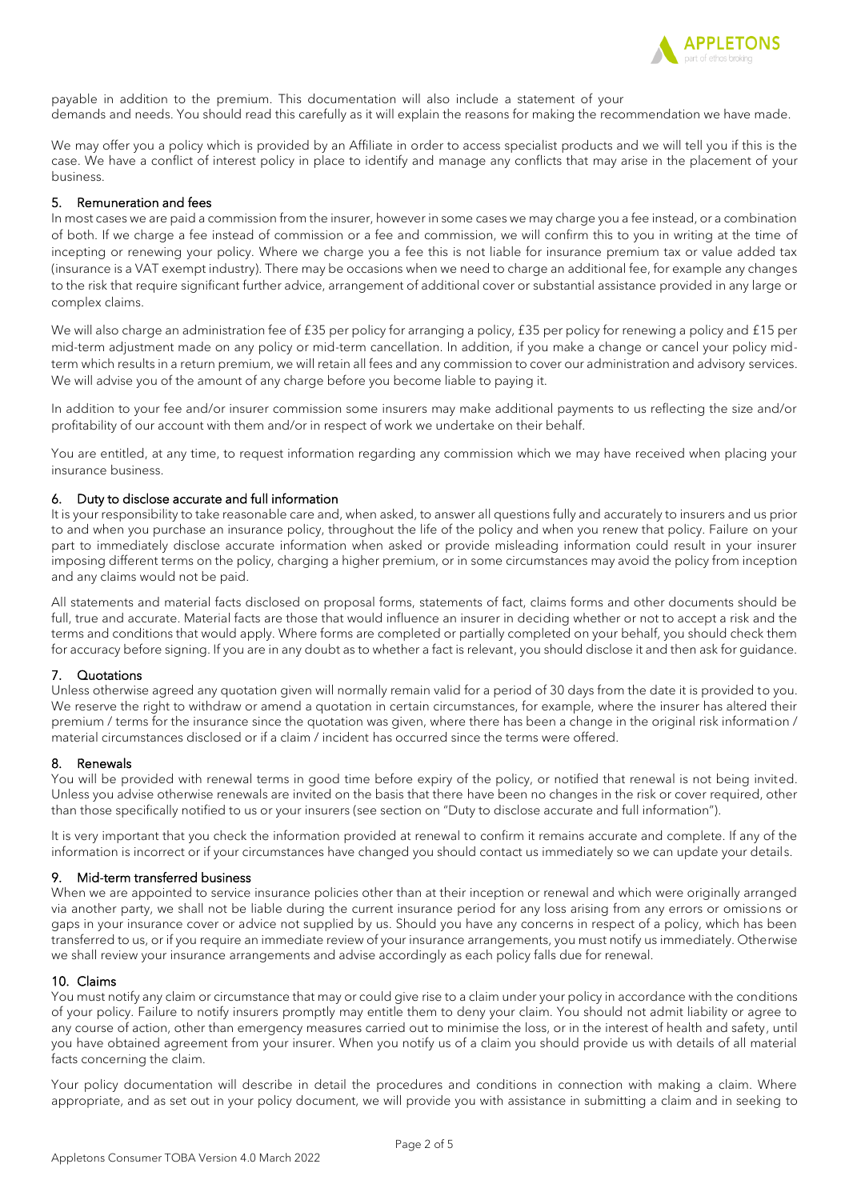payable in addition to the premium. This documentation will also include a statement of your demands and needs. You should read this carefully as it will explain the reasons for making the recommendation we have made.

We may offer you a policy which is provided by an Affiliate in order to access specialist products and we will tell you if this is the case. We have a conflict of interest policy in place to identify and manage any conflicts that may arise in the placement of your business.

## 5. Remuneration and fees

In most cases we are paid a commission from the insurer, however in some cases we may charge you a fee instead, or a combination of both. If we charge a fee instead of commission or a fee and commission, we will confirm this to you in writing at the time of incepting or renewing your policy. Where we charge you a fee this is not liable for insurance premium tax or value added tax (insurance is a VAT exempt industry). There may be occasions when we need to charge an additional fee, for example any changes to the risk that require significant further advice, arrangement of additional cover or substantial assistance provided in any large or complex claims.

We will also charge an administration fee of £35 per policy for arranging a policy, £35 per policy for renewing a policy and £15 per mid-term adjustment made on any policy or mid-term cancellation. In addition, if you make a change or cancel your policy mid-term which results in a return premium, we will retain all fees and any commission to cover our administration and advisory services. We will advise you of the amount of any charge before you become liable to paying it.

In addition to your fee and/or insurer commission some insurers may make additional payments to us reflecting the size and/or profitability of our account with them and/or in respect of work we undertake on their behalf.

You are entitled, at any time, to request information regarding any commission which we may have received when placing your insurance business.

## 6. Duty to disclose accurate and full information

It is your responsibility to take reasonable care and, when asked, to answer all questions fully and accurately to insurers and us prior to and when you purchase an insurance policy, throughout the life of the policy and when you renew that policy. Failure on your part to immediately disclose accurate information when asked or provide misleading information could result in your insurer imposing different terms on the policy, charging a higher premium, or in some circumstances may avoid the policy from inception and any claims would not be paid.

All statements and material facts disclosed on proposal forms, statements of fact, claims forms and other documents should be full, true and accurate. Material facts are those that would influence an insurer in deciding whether or not to accept a risk and the terms and conditions that would apply. Where forms are completed or partially completed on your behalf, you should check them for accuracy before signing. If you are in any doubt as to whether a fact is relevant, you should disclose it and then ask for guidance.

## 7. Quotations

Unless otherwise agreed any quotation given will normally remain valid for a period of 30 days from the date it is provided to you. We reserve the right to withdraw or amend a quotation in certain circumstances, for example, where the insurer has altered their premium / terms for the insurance since the quotation was given, where there has been a change in the original risk information / material circumstances disclosed or if a claim / incident has occurred since the terms were offered.

## 8. Renewals

You will be provided with renewal terms in good time before expiry of the policy, or notified that renewal is not being invited. Unless you advise otherwise renewals are invited on the basis that there have been no changes in the risk or cover required, other than those specifically notified to us or your insurers (see section on "Duty to disclose accurate and full information").

It is very important that you check the information provided at renewal to confirm it remains accurate and complete. If any of the information is incorrect or if your circumstances have changed you should contact us immediately so we can update your details.

## 9. Mid-term transferred business

When we are appointed to service insurance policies other than at their inception or renewal and which were originally arranged via another party, we shall not be liable during the current insurance period for any loss arising from any errors or omissions or gaps in your insurance cover or advice not supplied by us. Should you have any concerns in respect of a policy, which has been transferred to us, or if you require an immediate review of your insurance arrangements, you must notify us immediately. Otherwise we shall review your insurance arrangements and advise accordingly as each policy falls due for renewal.

## 10. Claims

You must notify any claim or circumstance that may or could give rise to a claim under your policy in accordance with the conditions of your policy. Failure to notify insurers promptly may entitle them to deny your claim. You should not admit liability or agree to any course of action, other than emergency measures carried out to minimise the loss, or in the interest of health and safety, until you have obtained agreement from your insurer. When you notify us of a claim you should provide us with details of all material facts concerning the claim.

Your policy documentation will describe in detail the procedures and conditions in connection with making a claim. Where appropriate, and as set out in your policy document, we will provide you with assistance in submitting a claim and in seeking to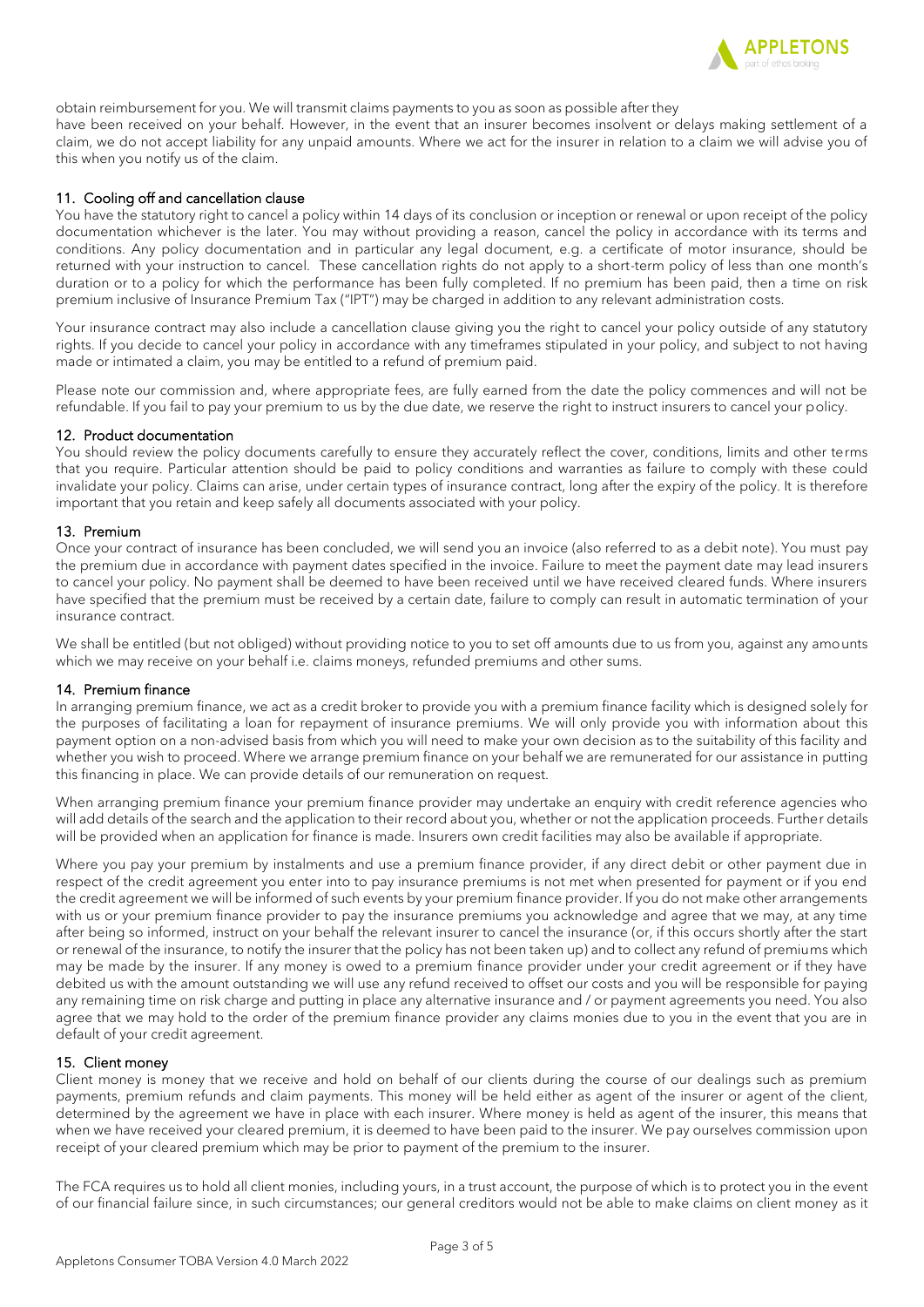obtain reimbursement for you. We will transmit claims payments to you as soon as possible after they have been received on your behalf. However, in the event that an insurer becomes insolvent or delays making settlement of a claim, we do not accept liability for any unpaid amounts. Where we act for the insurer in relation to a claim we will advise you of this when you notify us of the claim.

## 11. Cooling off and cancellation clause

You have the statutory right to cancel a policy within 14 days of its conclusion or inception or renewal or upon receipt of the policy documentation whichever is the later. You may without providing a reason, cancel the policy in accordance with its terms and conditions. Any policy documentation and in particular any legal document, e.g. a certificate of motor insurance, should be returned with your instruction to cancel. These cancellation rights do not apply to a short-term policy of less than one month's duration or to a policy for which the performance has been fully completed. If no premium has been paid, then a time on risk premium inclusive of Insurance Premium Tax ("IPT") may be charged in addition to any relevant administration costs.

Your insurance contract may also include a cancellation clause giving you the right to cancel your policy outside of any statutory rights. If you decide to cancel your policy in accordance with any timeframes stipulated in your policy, and subject to not having made or intimated a claim, you may be entitled to a refund of premium paid.

Please note our commission and, where appropriate fees, are fully earned from the date the policy commences and will not be refundable. If you fail to pay your premium to us by the due date, we reserve the right to instruct insurers to cancel your policy.

## 12. Product documentation

You should review the policy documents carefully to ensure they accurately reflect the cover, conditions, limits and other terms that you require. Particular attention should be paid to policy conditions and warranties as failure to comply with these could invalidate your policy. Claims can arise, under certain types of insurance contract, long after the expiry of the policy. It is therefore important that you retain and keep safely all documents associated with your policy.

## 13. Premium

Once your contract of insurance has been concluded, we will send you an invoice (also referred to as a debit note). You must pay the premium due in accordance with payment dates specified in the invoice. Failure to meet the payment date may lead insurers to cancel your policy. No payment shall be deemed to have been received until we have received cleared funds. Where insurers have specified that the premium must be received by a certain date, failure to comply can result in automatic termination of your insurance contract.

We shall be entitled (but not obliged) without providing notice to you to set off amounts due to us from you, against any amounts which we may receive on your behalf i.e. claims moneys, refunded premiums and other sums.

## 14. Premium finance

In arranging premium finance, we act as a credit broker to provide you with a premium finance facility which is designed solely for the purposes of facilitating a loan for repayment of insurance premiums. We will only provide you with information about this payment option on a non-advised basis from which you will need to make your own decision as to the suitability of this facility and whether you wish to proceed. Where we arrange premium finance on your behalf we are remunerated for our assistance in putting this financing in place. We can provide details of our remuneration on request.

When arranging premium finance your premium finance provider may undertake an enquiry with credit reference agencies who will add details of the search and the application to their record about you, whether or not the application proceeds. Further details will be provided when an application for finance is made. Insurers own credit facilities may also be available if appropriate.

Where you pay your premium by instalments and use a premium finance provider, if any direct debit or other payment due in respect of the credit agreement you enter into to pay insurance premiums is not met when presented for payment or if you end the credit agreement we will be informed of such events by your premium finance provider. If you do not make other arrangements with us or your premium finance provider to pay the insurance premiums you acknowledge and agree that we may, at any time after being so informed, instruct on your behalf the relevant insurer to cancel the insurance (or, if this occurs shortly after the start or renewal of the insurance, to notify the insurer that the policy has not been taken up) and to collect any refund of premiums which may be made by the insurer. If any money is owed to a premium finance provider under your credit agreement or if they have debited us with the amount outstanding we will use any refund received to offset our costs and you will be responsible for paying any remaining time on risk charge and putting in place any alternative insurance and / or payment agreements you need. You also agree that we may hold to the order of the premium finance provider any claims monies due to you in the event that you are in default of your credit agreement.

## 15. Client money

Client money is money that we receive and hold on behalf of our clients during the course of our dealings such as premium payments, premium refunds and claim payments. This money will be held either as agent of the insurer or agent of the client, determined by the agreement we have in place with each insurer. Where money is held as agent of the insurer, this means that when we have received your cleared premium, it is deemed to have been paid to the insurer. We pay ourselves commission upon receipt of your cleared premium which may be prior to payment of the premium to the insurer.

The FCA requires us to hold all client monies, including yours, in a trust account, the purpose of which is to protect you in the event of our financial failure since, in such circumstances; our general creditors would not be able to make claims on client money as it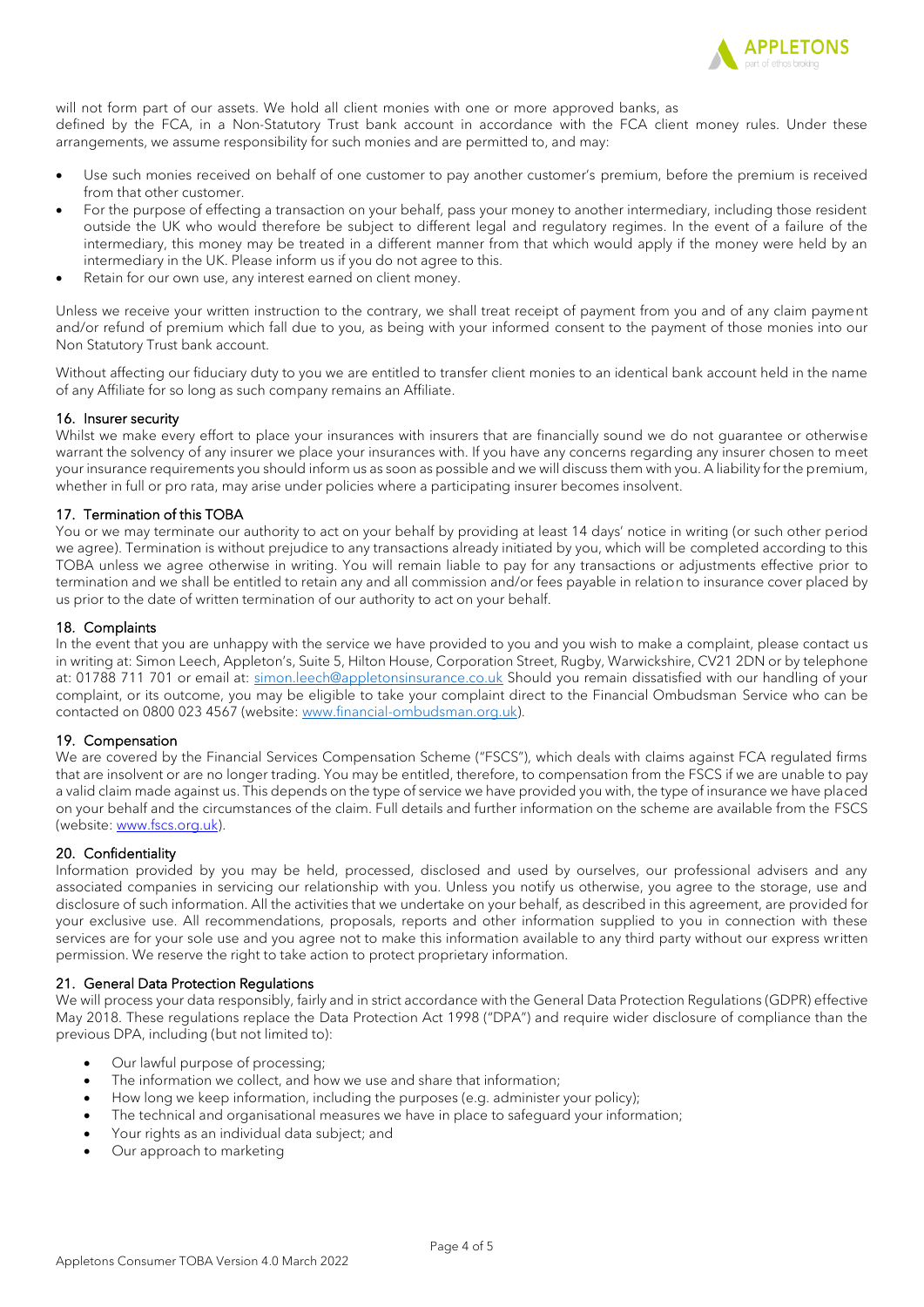will not form part of our assets. We hold all client monies with one or more approved banks, as defined by the FCA, in a Non-Statutory Trust bank account in accordance with the FCA client money rules. Under these arrangements, we assume responsibility for such monies and are permitted to, and may:

- Use such monies received on behalf of one customer to pay another customer's premium, before the premium is received from that other customer.
- For the purpose of effecting a transaction on your behalf, pass your money to another intermediary, including those resident outside the UK who would therefore be subject to different legal and regulatory regimes. In the event of a failure of the intermediary, this money may be treated in a different manner from that which would apply if the money were held by an intermediary in the UK. Please inform us if you do not agree to this.
- Retain for our own use, any interest earned on client money.

Unless we receive your written instruction to the contrary, we shall treat receipt of payment from you and of any claim payment and/or refund of premium which fall due to you, as being with your informed consent to the payment of those monies into our Non Statutory Trust bank account.

Without affecting our fiduciary duty to you we are entitled to transfer client monies to an identical bank account held in the name of any Affiliate for so long as such company remains an Affiliate.

## 16. Insurer security

Whilst we make every effort to place your insurances with insurers that are financially sound we do not guarantee or otherwise warrant the solvency of any insurer we place your insurances with. If you have any concerns regarding any insurer chosen to meet your insurance requirements you should inform us as soon as possible and we will discuss them with you. A liability for the premium, whether in full or pro rata, may arise under policies where a participating insurer becomes insolvent.

## 17. Termination of this TOBA

You or we may terminate our authority to act on your behalf by providing at least 14 days' notice in writing (or such other period we agree). Termination is without prejudice to any transactions already initiated by you, which will be completed according to this TOBA unless we agree otherwise in writing. You will remain liable to pay for any transactions or adjustments effective prior to termination and we shall be entitled to retain any and all commission and/or fees payable in relation to insurance cover placed by us prior to the date of written termination of our authority to act on your behalf.

## 18. Complaints

In the event that you are unhappy with the service we have provided to you and you wish to make a complaint, please contact us in writing at: Simon Leech, Appleton's, Suite 5, Hilton House, Corporation Street, Rugby, Warwickshire, CV21 2DN or by telephone at: 01788 711 701 or email at: simon.leech@appletonsinsurance.co.uk Should you remain dissatisfied with our handling of your complaint, or its outcome, you may be eligible to take your complaint direct to the Financial Ombudsman Service who can be contacted on 0800 023 4567 (website: www.financial-ombudsman.org.uk).

## 19. Compensation

We are covered by the Financial Services Compensation Scheme ("FSCS"), which deals with claims against FCA regulated firms that are insolvent or are no longer trading. You may be entitled, therefore, to compensation from the FSCS if we are unable to pay a valid claim made against us. This depends on the type of service we have provided you with, the type of insurance we have placed on your behalf and the circumstances of the claim. Full details and further information on the scheme are available from the FSCS (website: www.fscs.org.uk).

## 20. Confidentiality

Information provided by you may be held, processed, disclosed and used by ourselves, our professional advisers and any associated companies in servicing our relationship with you. Unless you notify us otherwise, you agree to the storage, use and disclosure of such information. All the activities that we undertake on your behalf, as described in this agreement, are provided for your exclusive use. All recommendations, proposals, reports and other information supplied to you in connection with these services are for your sole use and you agree not to make this information available to any third party without our express written permission. We reserve the right to take action to protect proprietary information.

## 21. General Data Protection Regulations

We will process your data responsibly, fairly and in strict accordance with the General Data Protection Regulations (GDPR) effective May 2018. These regulations replace the Data Protection Act 1998 ("DPA") and require wider disclosure of compliance than the previous DPA, including (but not limited to):

- Our lawful purpose of processing;
- The information we collect, and how we use and share that information;
- How long we keep information, including the purposes (e.g. administer your policy);
- The technical and organisational measures we have in place to safeguard your information;
- Your rights as an individual data subject; and
- Our approach to marketing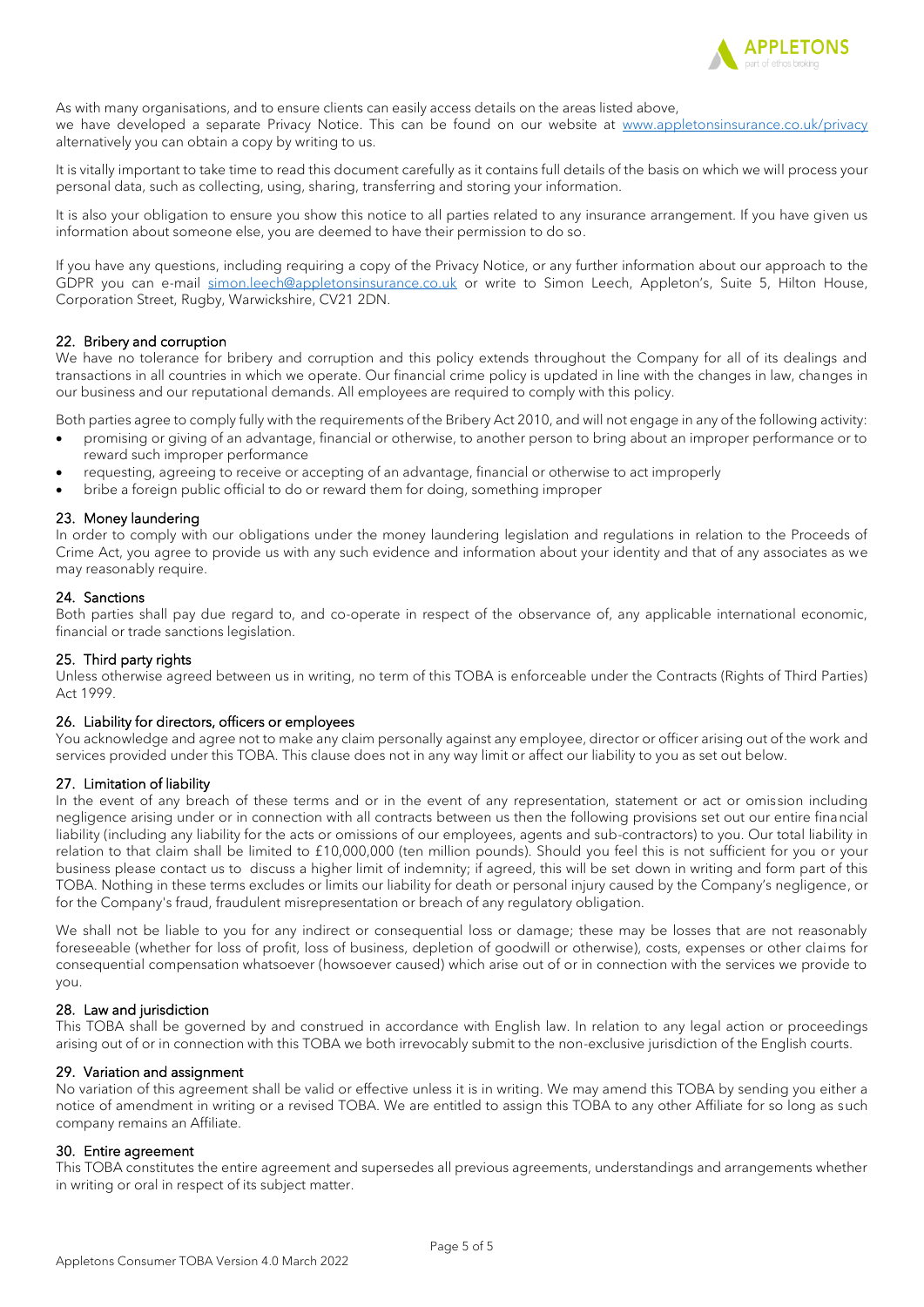As with many organisations, and to ensure clients can easily access details on the areas listed above, we have developed a separate Privacy Notice. This can be found on our website at [www.appletonsinsurance.co.uk/privacy](http://www.appletonsinsurance.co.uk/privacy) alternatively you can obtain a copy by writing to us.

It is vitally important to take time to read this document carefully as it contains full details of the basis on which we will process your personal data, such as collecting, using, sharing, transferring and storing your information.

It is also your obligation to ensure you show this notice to all parties related to any insurance arrangement. If you have given us information about someone else, you are deemed to have their permission to do so.

If you have any questions, including requiring a copy of the Privacy Notice, or any further information about our approach to the GDPR you can e-mail [simon.leech@appletonsinsurance.co.uk](mailto:simon.leech@appletonsinsurance.co.uk) or write to Simon Leech, Appleton's, Suite 5, Hilton House, Corporation Street, Rugby, Warwickshire, CV21 2DN.

## 22. Bribery and corruption

We have no tolerance for bribery and corruption and this policy extends throughout the Company for all of its dealings and transactions in all countries in which we operate. Our financial crime policy is updated in line with the changes in law, changes in our business and our reputational demands. All employees are required to comply with this policy.

Both parties agree to comply fully with the requirements of the Bribery Act 2010, and will not engage in any of the following activity:

- promising or giving of an advantage, financial or otherwise, to another person to bring about an improper performance or to reward such improper performance
- requesting, agreeing to receive or accepting of an advantage, financial or otherwise to act improperly
- bribe a foreign public official to do or reward them for doing, something improper

## 23. Money laundering

In order to comply with our obligations under the money laundering legislation and regulations in relation to the Proceeds of Crime Act, you agree to provide us with any such evidence and information about your identity and that of any associates as we may reasonably require.

## 24. Sanctions

Both parties shall pay due regard to, and co-operate in respect of the observance of, any applicable international economic, financial or trade sanctions legislation.

## 25. Third party rights

Unless otherwise agreed between us in writing, no term of this TOBA is enforceable under the Contracts (Rights of Third Parties) Act 1999.

## 26. Liability for directors, officers or employees

You acknowledge and agree not to make any claim personally against any employee, director or officer arising out of the work and services provided under this TOBA. This clause does not in any way limit or affect our liability to you as set out below.

## 27. Limitation of liability

In the event of any breach of these terms and or in the event of any representation, statement or act or omission including negligence arising under or in connection with all contracts between us then the following provisions set out our entire financial liability (including any liability for the acts or omissions of our employees, agents and sub-contractors) to you. Our total liability in relation to that claim shall be limited to £10,000,000 (ten million pounds). Should you feel this is not sufficient for you or your business please contact us to discuss a higher limit of indemnity; if agreed, this will be set down in writing and form part of this TOBA. Nothing in these terms excludes or limits our liability for death or personal injury caused by the Company's negligence, or for the Company's fraud, fraudulent misrepresentation or breach of any regulatory obligation.

We shall not be liable to you for any indirect or consequential loss or damage; these may be losses that are not reasonably foreseeable (whether for loss of profit, loss of business, depletion of goodwill or otherwise), costs, expenses or other claims for consequential compensation whatsoever (howsoever caused) which arise out of or in connection with the services we provide to you.

## 28. Law and jurisdiction

This TOBA shall be governed by and construed in accordance with English law. In relation to any legal action or proceedings arising out of or in connection with this TOBA we both irrevocably submit to the non-exclusive jurisdiction of the English courts.

## 29. Variation and assignment

No variation of this agreement shall be valid or effective unless it is in writing. We may amend this TOBA by sending you either a notice of amendment in writing or a revised TOBA. We are entitled to assign this TOBA to any other Affiliate for so long as such company remains an Affiliate.

## 30. Entire agreement

This TOBA constitutes the entire agreement and supersedes all previous agreements, understandings and arrangements whether in writing or oral in respect of its subject matter.